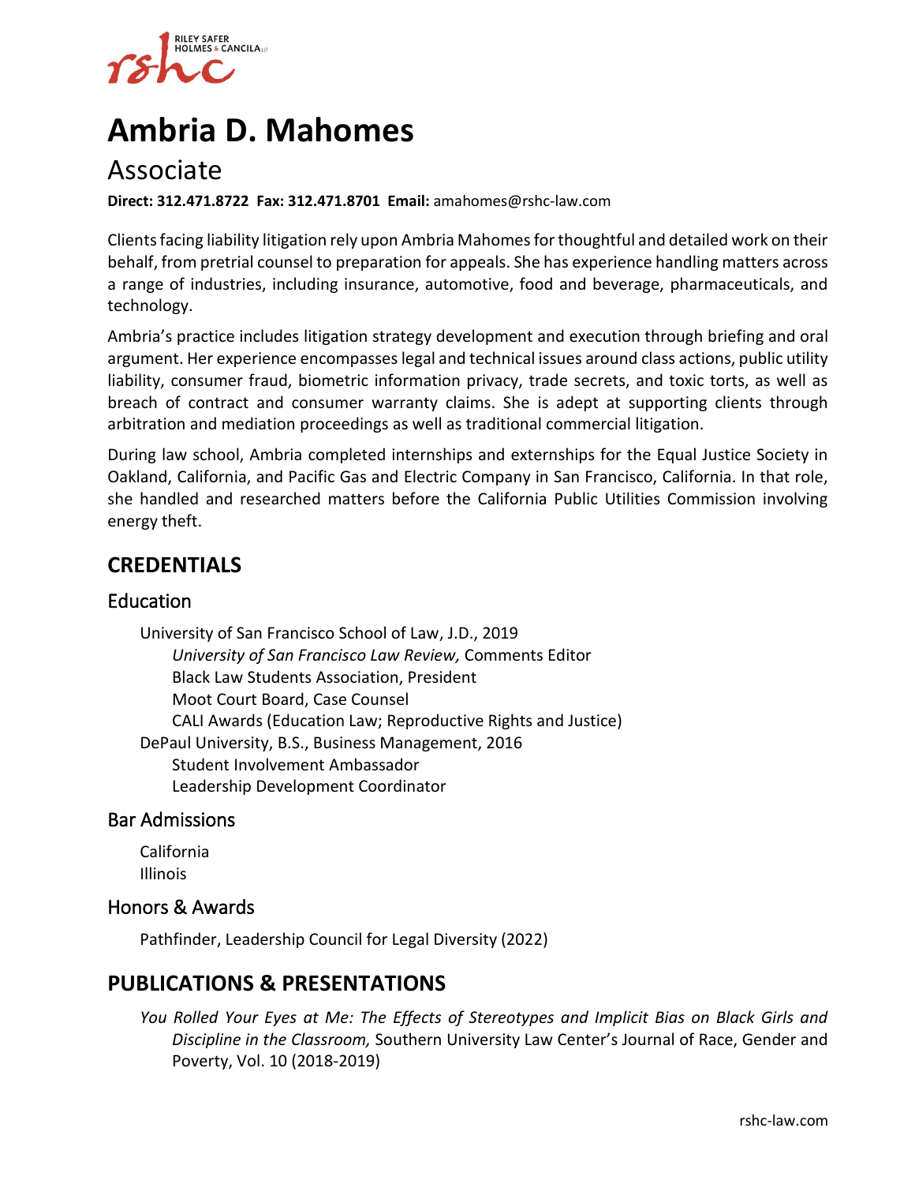# Ambria D. Mahomes

## Associate

**Direct: 312.471.8722 Fax: 312.471.8701 Email:** amahomes@rshc-law.com

Clients facing liability litigation rely upon Ambria Mahomes for thoughtful and detailed work on their behalf, from pretrial counsel to preparation for appeals. She has experience handling matters across a range of industries, including insurance, automotive, food and beverage, pharmaceuticals, and technology.

Ambria's practice includes litigation strategy development and execution through briefing and oral argument. Her experience encompasses legal and technical issues around class actions, public utility liability, consumer fraud, biometric information privacy, trade secrets, and toxic torts, as well as breach of contract and consumer warranty claims. She is adept at supporting clients through arbitration and mediation proceedings as well as traditional commercial litigation.

During law school, Ambria completed internships and externships for the Equal Justice Society in Oakland, California, and Pacific Gas and Electric Company in San Francisco, California. In that role, she handled and researched matters before the California Public Utilities Commission involving energy theft.

## CREDENTIALS

### Education

University of San Francisco School of Law, J.D., 2019
- *University of San Francisco Law Review,* Comments Editor
- Black Law Students Association, President
- Moot Court Board, Case Counsel
- CALI Awards (Education Law; Reproductive Rights and Justice)

DePaul University, B.S., Business Management, 2016
- Student Involvement Ambassador
- Leadership Development Coordinator

### Bar Admissions

California
Illinois

### Honors & Awards

Pathfinder, Leadership Council for Legal Diversity (2022)

## PUBLICATIONS & PRESENTATIONS

*You Rolled Your Eyes at Me: The Effects of Stereotypes and Implicit Bias on Black Girls and Discipline in the Classroom,* Southern University Law Center's Journal of Race, Gender and Poverty, Vol. 10 (2018-2019)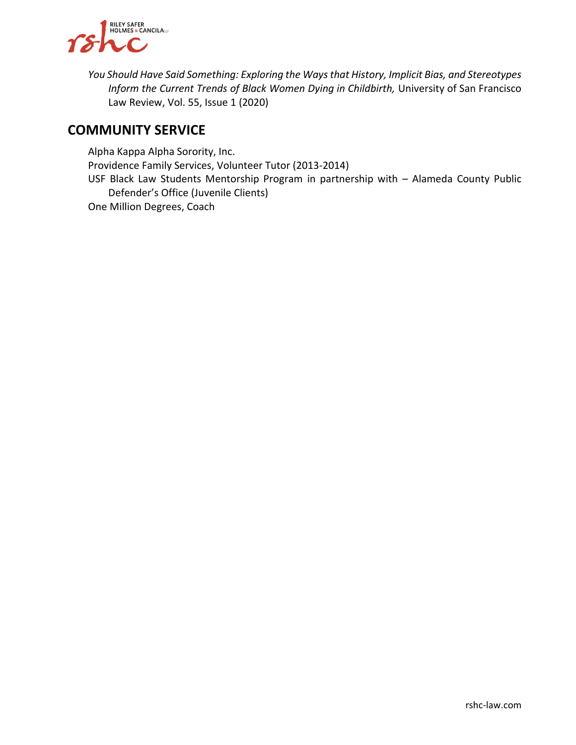*You Should Have Said Something: Exploring the Ways that History, Implicit Bias, and Stereotypes Inform the Current Trends of Black Women Dying in Childbirth,* University of San Francisco Law Review, Vol. 55, Issue 1 (2020)

## COMMUNITY SERVICE

Alpha Kappa Alpha Sorority, Inc.
Providence Family Services, Volunteer Tutor (2013-2014)
USF Black Law Students Mentorship Program in partnership with – Alameda County Public Defender's Office (Juvenile Clients)
One Million Degrees, Coach